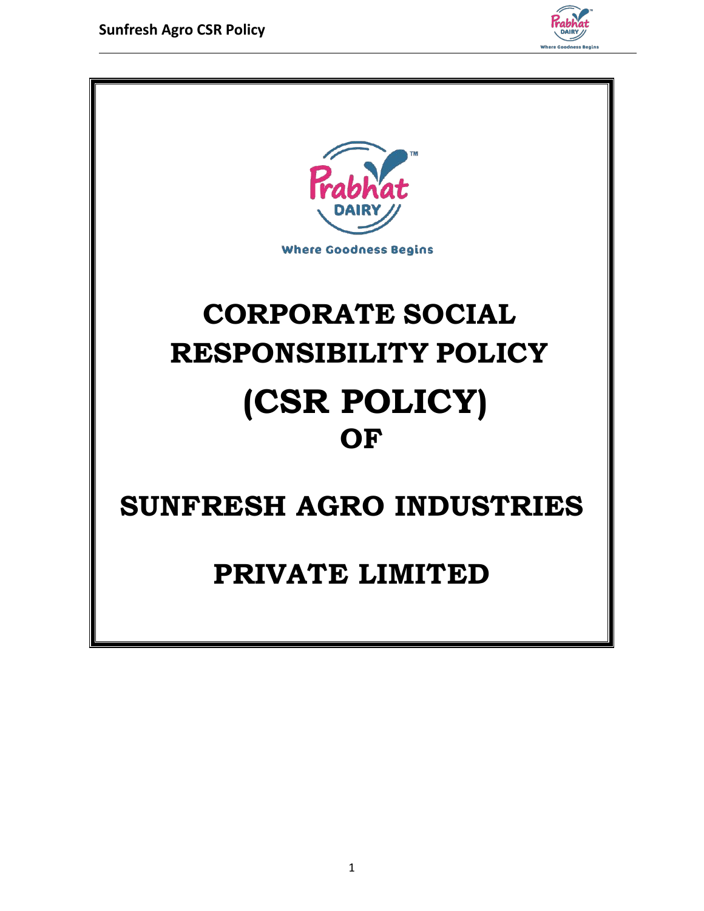Where Goodness Begins

# CORPORATE SOCIAL RESPONSIBILITY POLICY

# (CSR POLICY)

# OF

# SUNFRESH AGRO INDUSTRIES

# PRIVATE LIMITED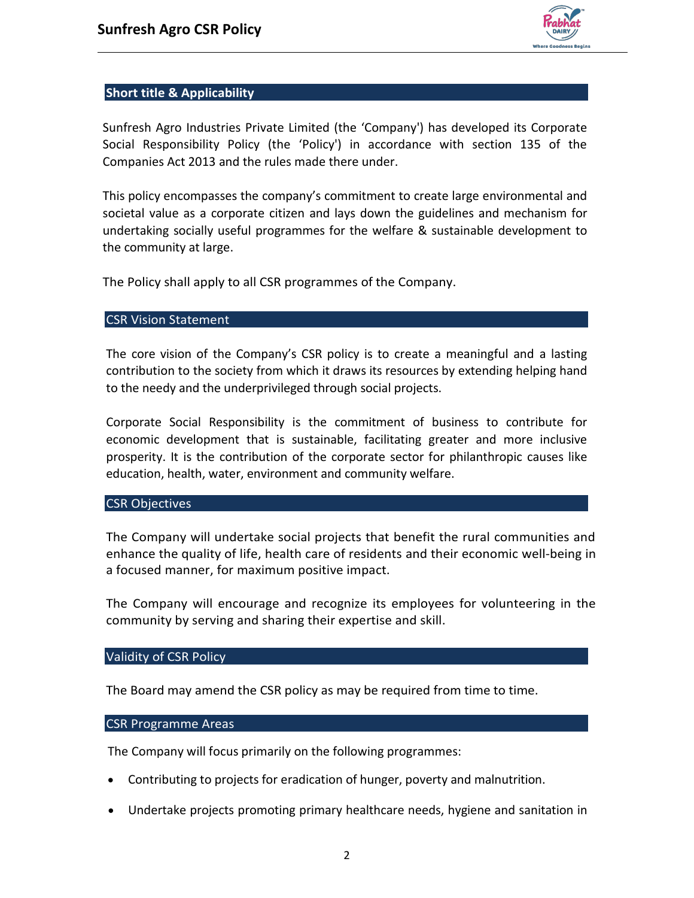## Short title & Applicability

Sunfresh Agro Industries Private Limited (the 'Company') has developed its Corporate Social Responsibility Policy (the 'Policy') in accordance with section 135 of the Companies Act 2013 and the rules made there under.

This policy encompasses the company's commitment to create large environmental and societal value as a corporate citizen and lays down the guidelines and mechanism for undertaking socially useful programmes for the welfare & sustainable development to the community at large.

The Policy shall apply to all CSR programmes of the Company.

## CSR Vision Statement

The core vision of the Company's CSR policy is to create a meaningful and a lasting contribution to the society from which it draws its resources by extending helping hand to the needy and the underprivileged through social projects.

Corporate Social Responsibility is the commitment of business to contribute for economic development that is sustainable, facilitating greater and more inclusive prosperity. It is the contribution of the corporate sector for philanthropic causes like education, health, water, environment and community welfare.

## CSR Objectives

The Company will undertake social projects that benefit the rural communities and enhance the quality of life, health care of residents and their economic well-being in a focused manner, for maximum positive impact.

The Company will encourage and recognize its employees for volunteering in the community by serving and sharing their expertise and skill.

## Validity of CSR Policy

The Board may amend the CSR policy as may be required from time to time.

## CSR Programme Areas

The Company will focus primarily on the following programmes:

- Contributing to projects for eradication of hunger, poverty and malnutrition.
- Undertake projects promoting primary healthcare needs, hygiene and sanitation in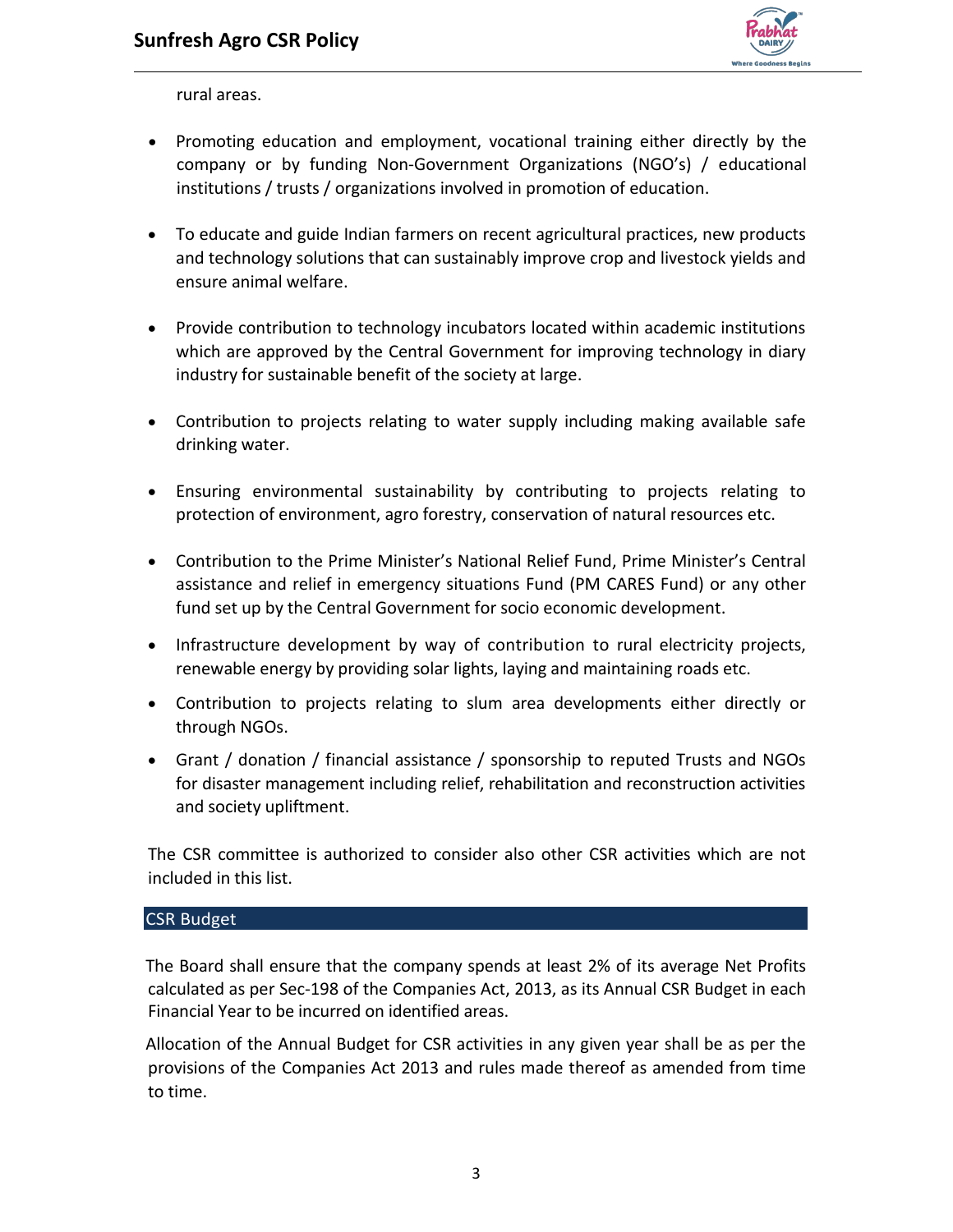rural areas.

- Promoting education and employment, vocational training either directly by the company or by funding Non-Government Organizations (NGO's) / educational institutions / trusts / organizations involved in promotion of education.

- To educate and guide Indian farmers on recent agricultural practices, new products and technology solutions that can sustainably improve crop and livestock yields and ensure animal welfare.

- Provide contribution to technology incubators located within academic institutions which are approved by the Central Government for improving technology in diary industry for sustainable benefit of the society at large.

- Contribution to projects relating to water supply including making available safe drinking water.

- Ensuring environmental sustainability by contributing to projects relating to protection of environment, agro forestry, conservation of natural resources etc.

- Contribution to the Prime Minister's National Relief Fund, Prime Minister's Central assistance and relief in emergency situations Fund (PM CARES Fund) or any other fund set up by the Central Government for socio economic development.

- Infrastructure development by way of contribution to rural electricity projects, renewable energy by providing solar lights, laying and maintaining roads etc.

- Contribution to projects relating to slum area developments either directly or through NGOs.

- Grant / donation / financial assistance / sponsorship to reputed Trusts and NGOs for disaster management including relief, rehabilitation and reconstruction activities and society upliftment.

The CSR committee is authorized to consider also other CSR activities which are not included in this list.

## CSR Budget

The Board shall ensure that the company spends at least 2% of its average Net Profits calculated as per Sec-198 of the Companies Act, 2013, as its Annual CSR Budget in each Financial Year to be incurred on identified areas.

Allocation of the Annual Budget for CSR activities in any given year shall be as per the provisions of the Companies Act 2013 and rules made thereof as amended from time to time.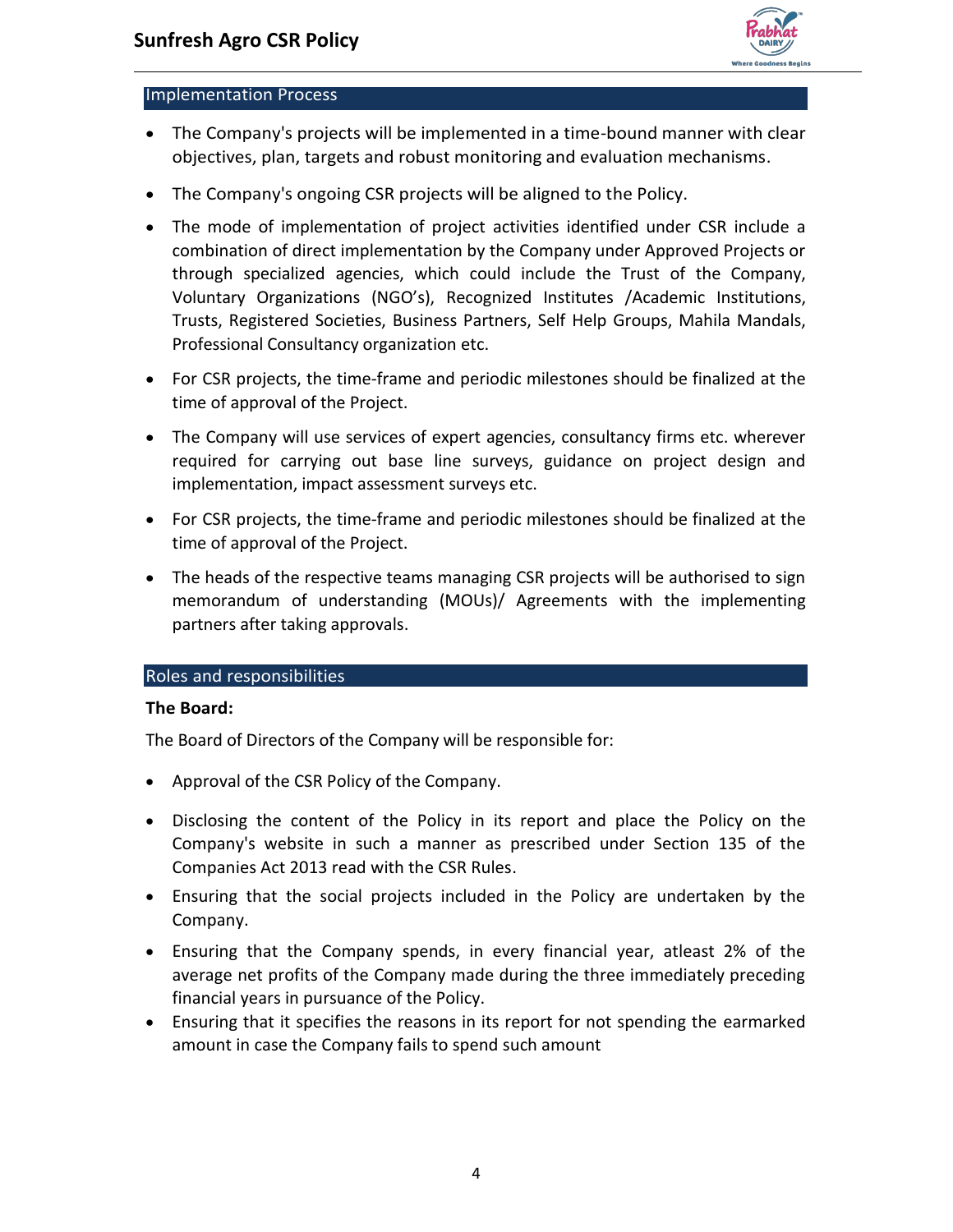## Implementation Process

- The Company's projects will be implemented in a time-bound manner with clear objectives, plan, targets and robust monitoring and evaluation mechanisms.
- The Company's ongoing CSR projects will be aligned to the Policy.
- The mode of implementation of project activities identified under CSR include a combination of direct implementation by the Company under Approved Projects or through specialized agencies, which could include the Trust of the Company, Voluntary Organizations (NGO's), Recognized Institutes /Academic Institutions, Trusts, Registered Societies, Business Partners, Self Help Groups, Mahila Mandals, Professional Consultancy organization etc.
- For CSR projects, the time-frame and periodic milestones should be finalized at the time of approval of the Project.
- The Company will use services of expert agencies, consultancy firms etc. wherever required for carrying out base line surveys, guidance on project design and implementation, impact assessment surveys etc.
- For CSR projects, the time-frame and periodic milestones should be finalized at the time of approval of the Project.
- The heads of the respective teams managing CSR projects will be authorised to sign memorandum of understanding (MOUs)/ Agreements with the implementing partners after taking approvals.

## Roles and responsibilities

**The Board:**

The Board of Directors of the Company will be responsible for:

- Approval of the CSR Policy of the Company.
- Disclosing the content of the Policy in its report and place the Policy on the Company's website in such a manner as prescribed under Section 135 of the Companies Act 2013 read with the CSR Rules.
- Ensuring that the social projects included in the Policy are undertaken by the Company.
- Ensuring that the Company spends, in every financial year, atleast 2% of the average net profits of the Company made during the three immediately preceding financial years in pursuance of the Policy.
- Ensuring that it specifies the reasons in its report for not spending the earmarked amount in case the Company fails to spend such amount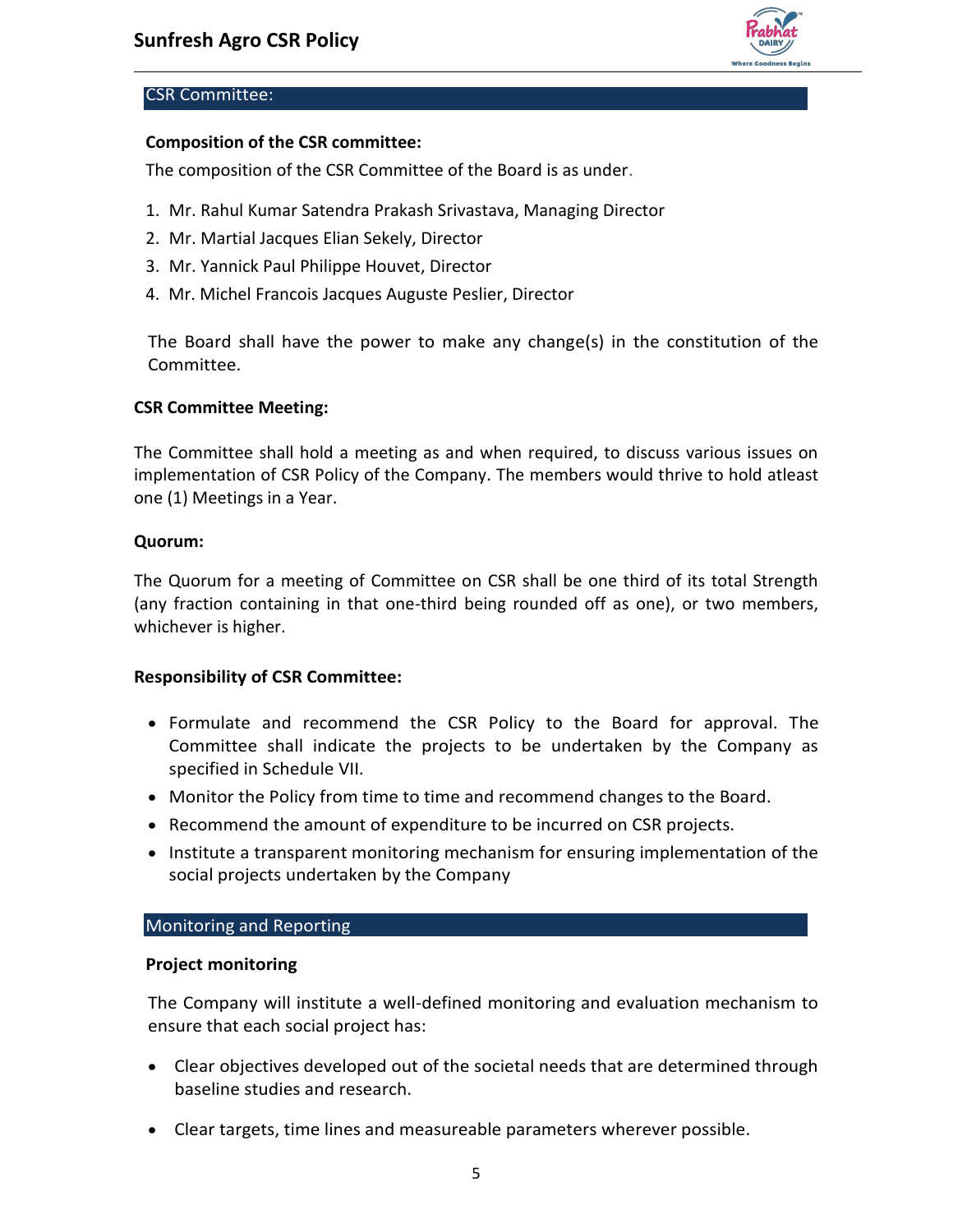## CSR Committee:

**Composition of the CSR committee:**

The composition of the CSR Committee of the Board is as under.

1. Mr. Rahul Kumar Satendra Prakash Srivastava, Managing Director
2. Mr. Martial Jacques Elian Sekely, Director
3. Mr. Yannick Paul Philippe Houvet, Director
4. Mr. Michel Francois Jacques Auguste Peslier, Director

The Board shall have the power to make any change(s) in the constitution of the Committee.

**CSR Committee Meeting:**

The Committee shall hold a meeting as and when required, to discuss various issues on implementation of CSR Policy of the Company. The members would thrive to hold atleast one (1) Meetings in a Year.

**Quorum:**

The Quorum for a meeting of Committee on CSR shall be one third of its total Strength (any fraction containing in that one-third being rounded off as one), or two members, whichever is higher.

**Responsibility of CSR Committee:**

- Formulate and recommend the CSR Policy to the Board for approval. The Committee shall indicate the projects to be undertaken by the Company as specified in Schedule VII.
- Monitor the Policy from time to time and recommend changes to the Board.
- Recommend the amount of expenditure to be incurred on CSR projects.
- Institute a transparent monitoring mechanism for ensuring implementation of the social projects undertaken by the Company

## Monitoring and Reporting

**Project monitoring**

The Company will institute a well-defined monitoring and evaluation mechanism to ensure that each social project has:

- Clear objectives developed out of the societal needs that are determined through baseline studies and research.
- Clear targets, time lines and measureable parameters wherever possible.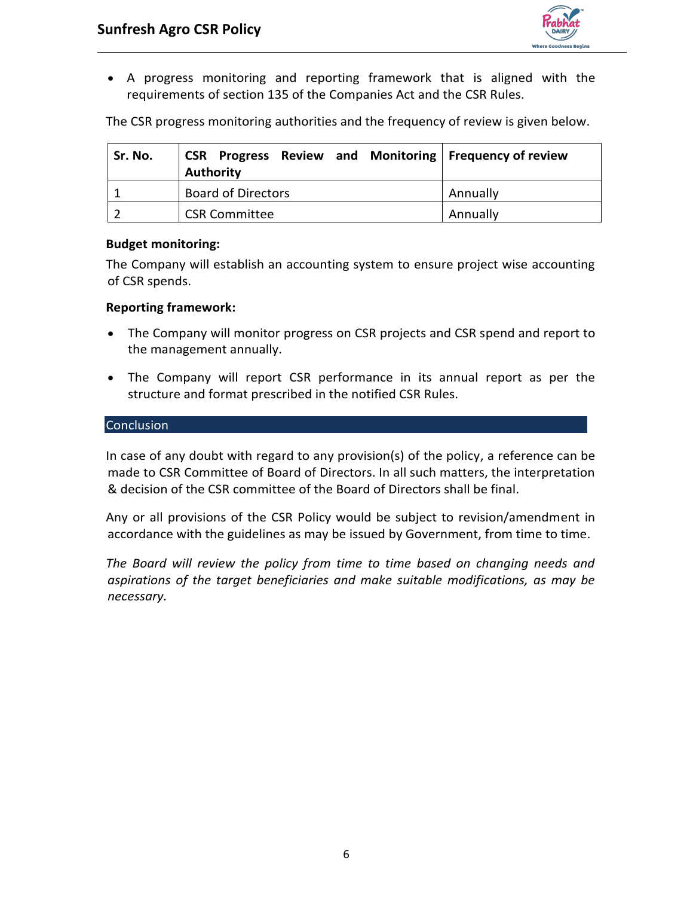- A progress monitoring and reporting framework that is aligned with the requirements of section 135 of the Companies Act and the CSR Rules.

The CSR progress monitoring authorities and the frequency of review is given below.

| Sr. No. | CSR Progress Review and Monitoring Authority | Frequency of review |
|---|---|---|
| 1 | Board of Directors | Annually |
| 2 | CSR Committee | Annually |

**Budget monitoring:**

The Company will establish an accounting system to ensure project wise accounting of CSR spends.

**Reporting framework:**

- The Company will monitor progress on CSR projects and CSR spend and report to the management annually.
- The Company will report CSR performance in its annual report as per the structure and format prescribed in the notified CSR Rules.

## Conclusion

In case of any doubt with regard to any provision(s) of the policy, a reference can be made to CSR Committee of Board of Directors. In all such matters, the interpretation & decision of the CSR committee of the Board of Directors shall be final.

Any or all provisions of the CSR Policy would be subject to revision/amendment in accordance with the guidelines as may be issued by Government, from time to time.

*The Board will review the policy from time to time based on changing needs and aspirations of the target beneficiaries and make suitable modifications, as may be necessary.*